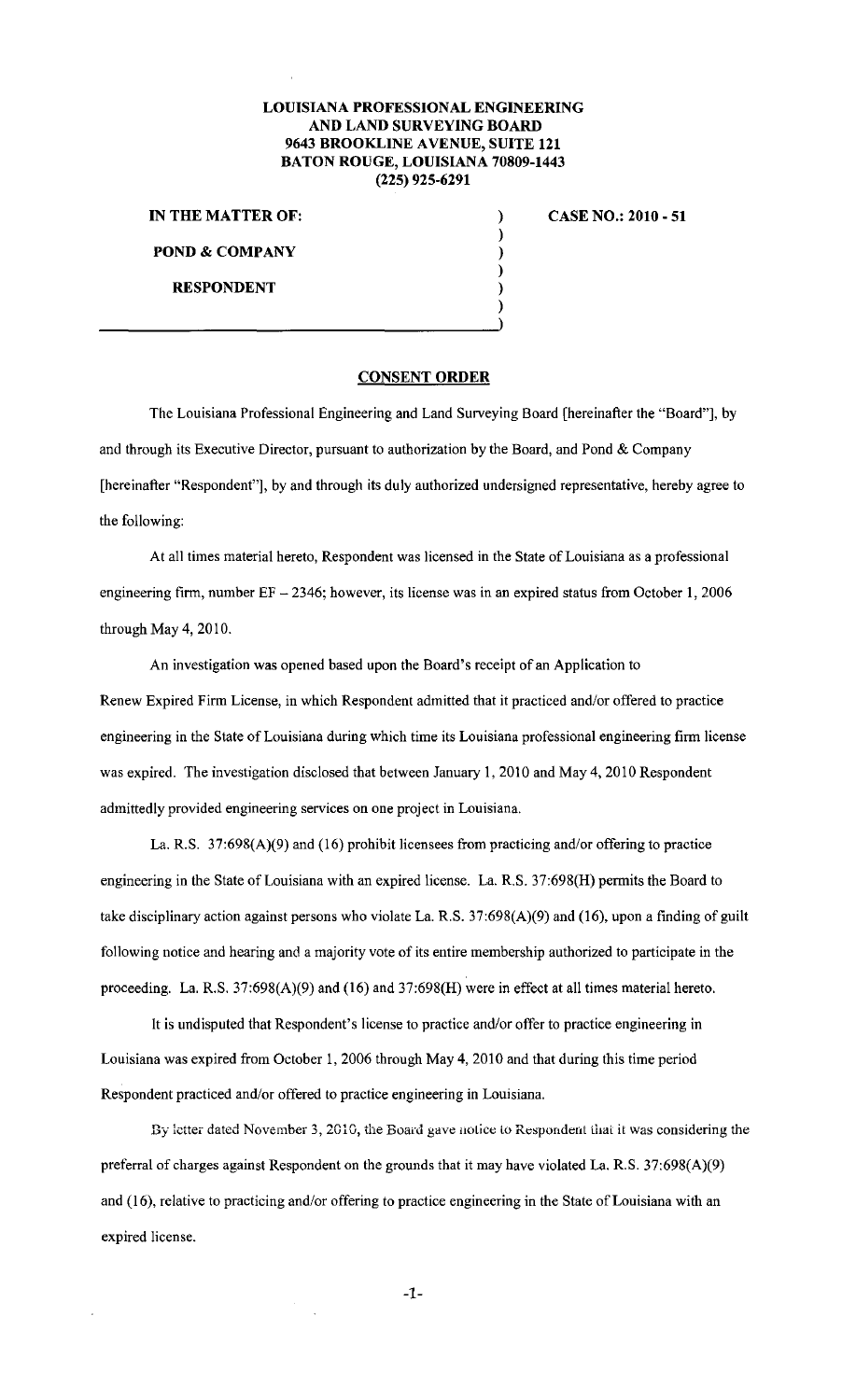**LOUISIANA PROFESSIONAL ENGINEERING AND LAND SURVEYING BOARD**
**9643 BROOKLINE AVENUE, SUITE 121**
**BATON ROUGE, LOUISIANA 70809-1443**
**(225) 925-6291**

| | | |
|---|---|---|
| **IN THE MATTER OF:** | ) | **CASE NO.: 2010 - 51** |
| | ) | |
| **POND & COMPANY** | ) | |
| | ) | |
| **RESPONDENT** | ) | |
| | ) | |

## CONSENT ORDER

The Louisiana Professional Engineering and Land Surveying Board [hereinafter the "Board"], by and through its Executive Director, pursuant to authorization by the Board, and Pond & Company [hereinafter "Respondent"], by and through its duly authorized undersigned representative, hereby agree to the following:

At all times material hereto, Respondent was licensed in the State of Louisiana as a professional engineering firm, number EF – 2346; however, its license was in an expired status from October 1, 2006 through May 4, 2010.

An investigation was opened based upon the Board's receipt of an Application to Renew Expired Firm License, in which Respondent admitted that it practiced and/or offered to practice engineering in the State of Louisiana during which time its Louisiana professional engineering firm license was expired. The investigation disclosed that between January 1, 2010 and May 4, 2010 Respondent admittedly provided engineering services on one project in Louisiana.

La. R.S. 37:698(A)(9) and (16) prohibit licensees from practicing and/or offering to practice engineering in the State of Louisiana with an expired license. La. R.S. 37:698(H) permits the Board to take disciplinary action against persons who violate La. R.S. 37:698(A)(9) and (16), upon a finding of guilt following notice and hearing and a majority vote of its entire membership authorized to participate in the proceeding. La. R.S. 37:698(A)(9) and (16) and 37:698(H) were in effect at all times material hereto.

It is undisputed that Respondent's license to practice and/or offer to practice engineering in Louisiana was expired from October 1, 2006 through May 4, 2010 and that during this time period Respondent practiced and/or offered to practice engineering in Louisiana.

By letter dated November 3, 2010, the Board gave notice to Respondent that it was considering the preferral of charges against Respondent on the grounds that it may have violated La. R.S. 37:698(A)(9) and (16), relative to practicing and/or offering to practice engineering in the State of Louisiana with an expired license.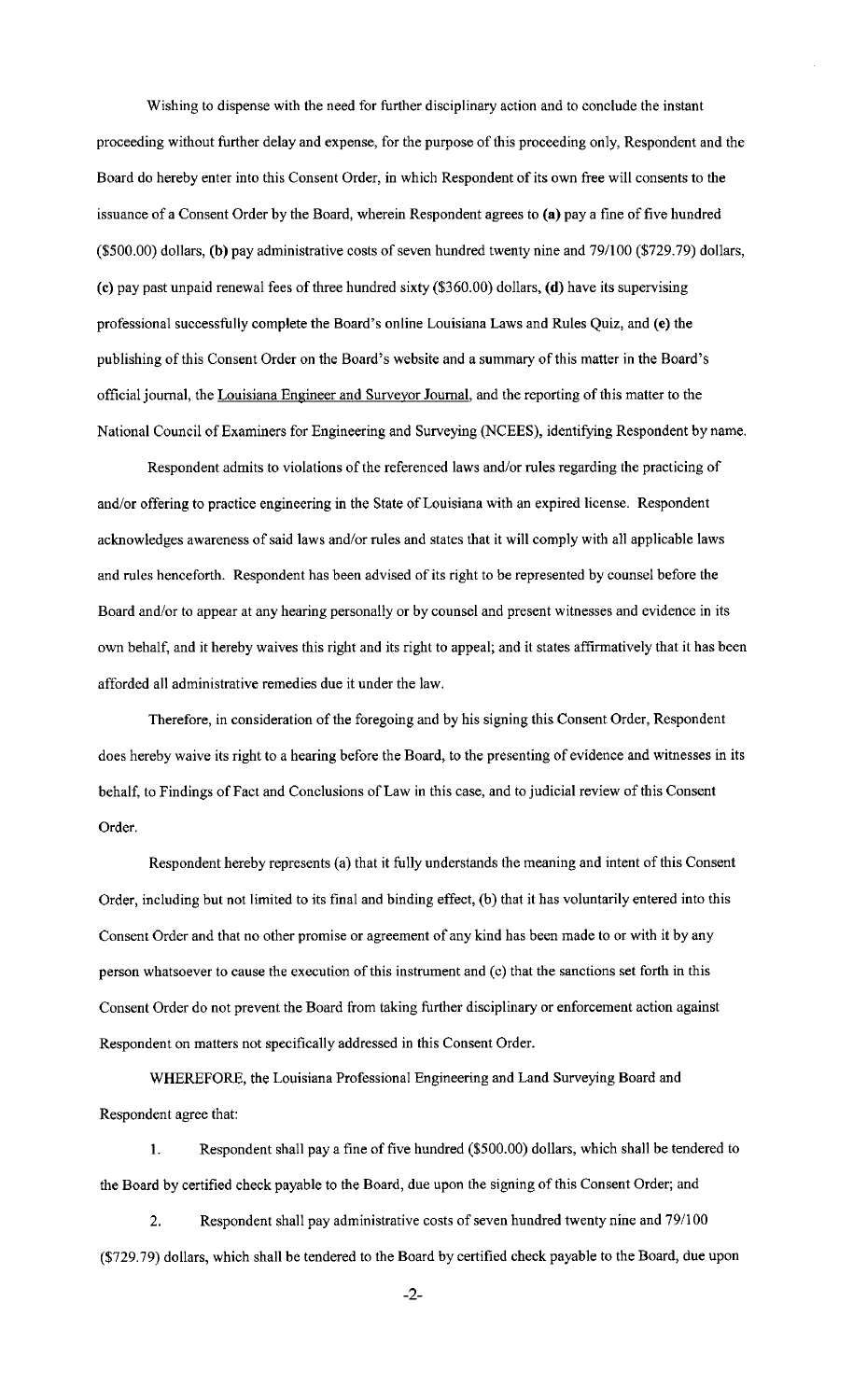Wishing to dispense with the need for further disciplinary action and to conclude the instant proceeding without further delay and expense, for the purpose of this proceeding only, Respondent and the Board do hereby enter into this Consent Order, in which Respondent of its own free will consents to the issuance of a Consent Order by the Board, wherein Respondent agrees to **(a)** pay a fine of five hundred ($500.00) dollars, **(b)** pay administrative costs of seven hundred twenty nine and 79/100 ($729.79) dollars, **(c)** pay past unpaid renewal fees of three hundred sixty ($360.00) dollars, **(d)** have its supervising professional successfully complete the Board's online Louisiana Laws and Rules Quiz, and **(e)** the publishing of this Consent Order on the Board's website and a summary of this matter in the Board's official journal, the Louisiana Engineer and Surveyor Journal, and the reporting of this matter to the National Council of Examiners for Engineering and Surveying (NCEES), identifying Respondent by name.

Respondent admits to violations of the referenced laws and/or rules regarding the practicing of and/or offering to practice engineering in the State of Louisiana with an expired license. Respondent acknowledges awareness of said laws and/or rules and states that it will comply with all applicable laws and rules henceforth. Respondent has been advised of its right to be represented by counsel before the Board and/or to appear at any hearing personally or by counsel and present witnesses and evidence in its own behalf, and it hereby waives this right and its right to appeal; and it states affirmatively that it has been afforded all administrative remedies due it under the law.

Therefore, in consideration of the foregoing and by his signing this Consent Order, Respondent does hereby waive its right to a hearing before the Board, to the presenting of evidence and witnesses in its behalf, to Findings of Fact and Conclusions of Law in this case, and to judicial review of this Consent Order.

Respondent hereby represents (a) that it fully understands the meaning and intent of this Consent Order, including but not limited to its final and binding effect, (b) that it has voluntarily entered into this Consent Order and that no other promise or agreement of any kind has been made to or with it by any person whatsoever to cause the execution of this instrument and (c) that the sanctions set forth in this Consent Order do not prevent the Board from taking further disciplinary or enforcement action against Respondent on matters not specifically addressed in this Consent Order.

WHEREFORE, the Louisiana Professional Engineering and Land Surveying Board and Respondent agree that:

1. Respondent shall pay a fine of five hundred ($500.00) dollars, which shall be tendered to the Board by certified check payable to the Board, due upon the signing of this Consent Order; and

2. Respondent shall pay administrative costs of seven hundred twenty nine and 79/100 ($729.79) dollars, which shall be tendered to the Board by certified check payable to the Board, due upon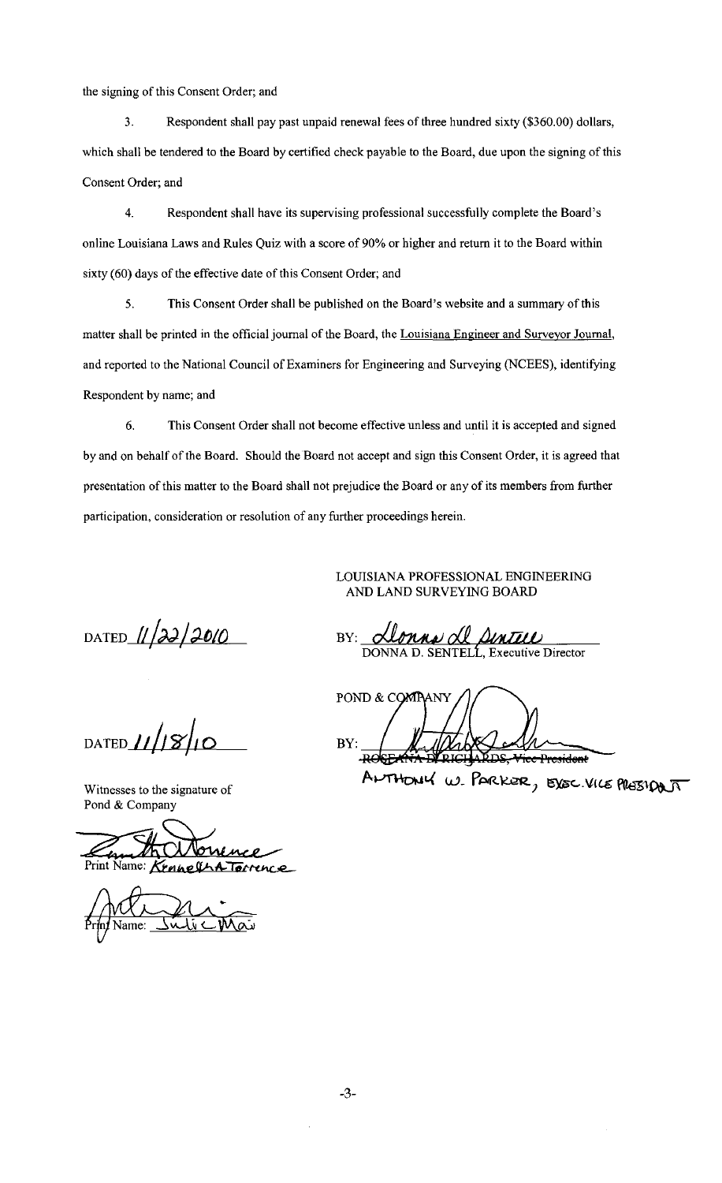the signing of this Consent Order; and

3. Respondent shall pay past unpaid renewal fees of three hundred sixty ($360.00) dollars, which shall be tendered to the Board by certified check payable to the Board, due upon the signing of this Consent Order; and

4. Respondent shall have its supervising professional successfully complete the Board's online Louisiana Laws and Rules Quiz with a score of 90% or higher and return it to the Board within sixty (60) days of the effective date of this Consent Order; and

5. This Consent Order shall be published on the Board's website and a summary of this matter shall be printed in the official journal of the Board, the Louisiana Engineer and Surveyor Journal, and reported to the National Council of Examiners for Engineering and Surveying (NCEES), identifying Respondent by name; and

6. This Consent Order shall not become effective unless and until it is accepted and signed by and on behalf of the Board. Should the Board not accept and sign this Consent Order, it is agreed that presentation of this matter to the Board shall not prejudice the Board or any of its members from further participation, consideration or resolution of any further proceedings herein.

LOUISIANA PROFESSIONAL ENGINEERING AND LAND SURVEYING BOARD

DATED 11/22/2010

BY: Donna D. Sentell
DONNA D. SENTELL, Executive Director

POND & COMPANY

DATED 11/18/10

BY: ~~ROSEANNA D. RICHARDS, Vice President~~
ANTHONY W. PARKER, EXEC. VICE PRESIDENT

Witnesses to the signature of Pond & Company

Print Name: Kenneth A Torrence

Print Name: Julie Mai